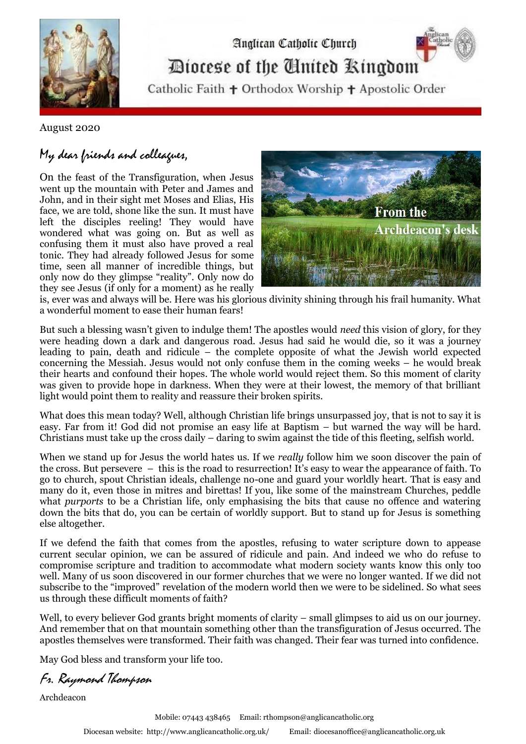Anglican Catholic Church

# Diocese of the United Kingdom

Catholic Faith ✝ Orthodox Worship ✝ Apostolic Order

August 2020

From the Archdeacon's desk

## My dear friends and colleagues,

On the feast of the Transfiguration, when Jesus went up the mountain with Peter and James and John, and in their sight met Moses and Elias, His face, we are told, shone like the sun. It must have left the disciples reeling! They would have wondered what was going on. But as well as confusing them it must also have proved a real tonic. They had already followed Jesus for some time, seen all manner of incredible things, but only now do they glimpse "reality". Only now do they see Jesus (if only for a moment) as he really is, ever was and always will be. Here was his glorious divinity shining through his frail humanity. What a wonderful moment to ease their human fears!

But such a blessing wasn't given to indulge them! The apostles would *need* this vision of glory, for they were heading down a dark and dangerous road. Jesus had said he would die, so it was a journey leading to pain, death and ridicule – the complete opposite of what the Jewish world expected concerning the Messiah. Jesus would not only confuse them in the coming weeks – he would break their hearts and confound their hopes. The whole world would reject them. So this moment of clarity was given to provide hope in darkness. When they were at their lowest, the memory of that brilliant light would point them to reality and reassure their broken spirits.

What does this mean today? Well, although Christian life brings unsurpassed joy, that is not to say it is easy. Far from it! God did not promise an easy life at Baptism – but warned the way will be hard. Christians must take up the cross daily – daring to swim against the tide of this fleeting, selfish world.

When we stand up for Jesus the world hates us. If we *really* follow him we soon discover the pain of the cross. But persevere – this is the road to resurrection! It's easy to wear the appearance of faith. To go to church, spout Christian ideals, challenge no-one and guard your worldly heart. That is easy and many do it, even those in mitres and birettas! If you, like some of the mainstream Churches, peddle what *purports* to be a Christian life, only emphasising the bits that cause no offence and watering down the bits that do, you can be certain of worldly support. But to stand up for Jesus is something else altogether.

If we defend the faith that comes from the apostles, refusing to water scripture down to appease current secular opinion, we can be assured of ridicule and pain. And indeed we who do refuse to compromise scripture and tradition to accommodate what modern society wants know this only too well. Many of us soon discovered in our former churches that we were no longer wanted. If we did not subscribe to the "improved" revelation of the modern world then we were to be sidelined. So what sees us through these difficult moments of faith?

Well, to every believer God grants bright moments of clarity – small glimpses to aid us on our journey. And remember that on that mountain something other than the transfiguration of Jesus occurred. The apostles themselves were transformed. Their faith was changed. Their fear was turned into confidence.

May God bless and transform your life too.

*Fr. Raymond Thompson*

Archdeacon

Mobile: 07443 438465 Email: rthompson@anglicancatholic.org

Diocesan website: http://www.anglicancatholic.org.uk/ Email: diocesanoffice@anglicancatholic.org.uk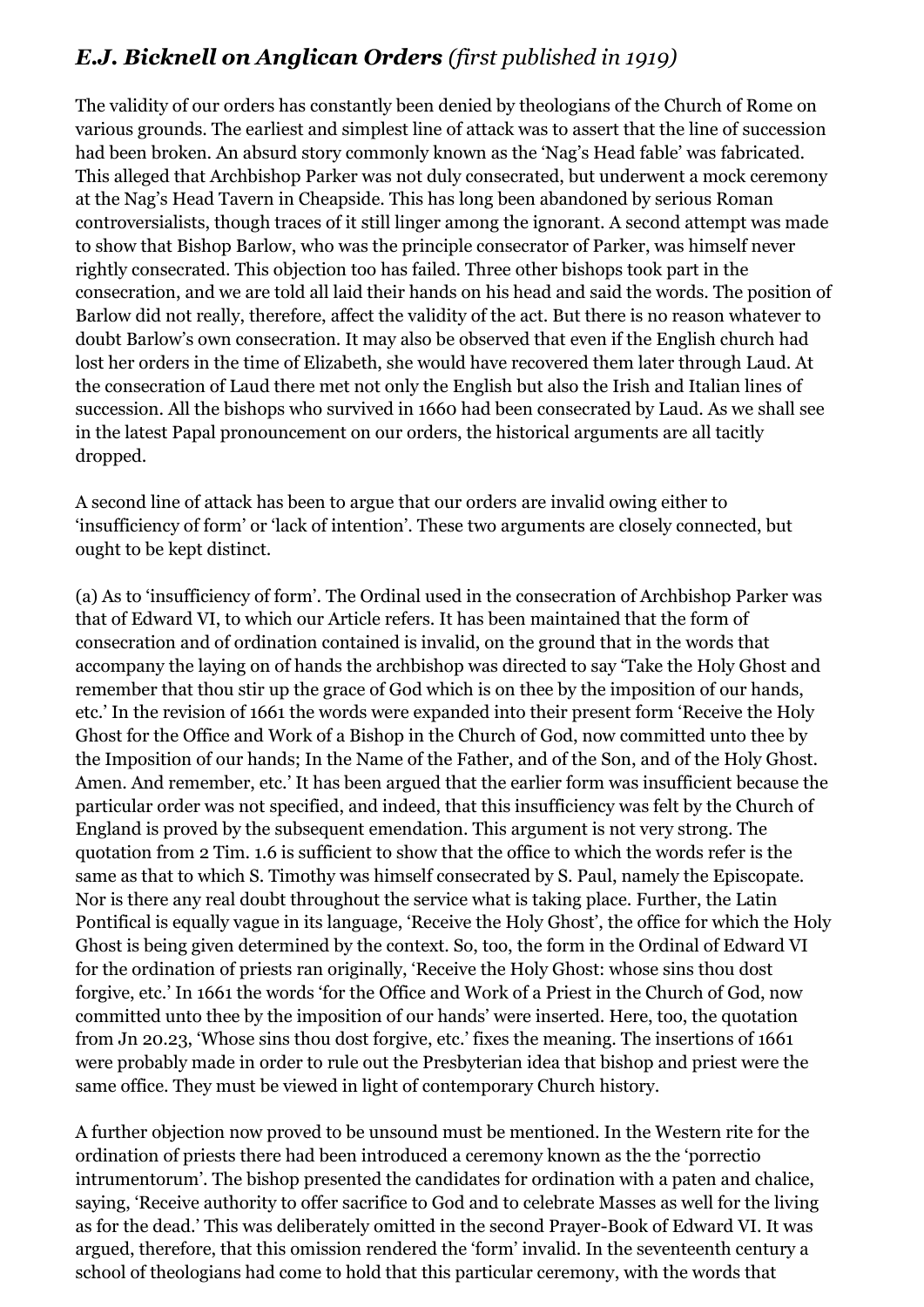## *E.J. Bicknell on Anglican Orders* *(first published in 1919)*

The validity of our orders has constantly been denied by theologians of the Church of Rome on various grounds. The earliest and simplest line of attack was to assert that the line of succession had been broken. An absurd story commonly known as the 'Nag's Head fable' was fabricated. This alleged that Archbishop Parker was not duly consecrated, but underwent a mock ceremony at the Nag's Head Tavern in Cheapside. This has long been abandoned by serious Roman controversialists, though traces of it still linger among the ignorant. A second attempt was made to show that Bishop Barlow, who was the principle consecrator of Parker, was himself never rightly consecrated. This objection too has failed. Three other bishops took part in the consecration, and we are told all laid their hands on his head and said the words. The position of Barlow did not really, therefore, affect the validity of the act. But there is no reason whatever to doubt Barlow's own consecration. It may also be observed that even if the English church had lost her orders in the time of Elizabeth, she would have recovered them later through Laud. At the consecration of Laud there met not only the English but also the Irish and Italian lines of succession. All the bishops who survived in 1660 had been consecrated by Laud. As we shall see in the latest Papal pronouncement on our orders, the historical arguments are all tacitly dropped.

A second line of attack has been to argue that our orders are invalid owing either to 'insufficiency of form' or 'lack of intention'. These two arguments are closely connected, but ought to be kept distinct.

(a) As to 'insufficiency of form'. The Ordinal used in the consecration of Archbishop Parker was that of Edward VI, to which our Article refers. It has been maintained that the form of consecration and of ordination contained is invalid, on the ground that in the words that accompany the laying on of hands the archbishop was directed to say 'Take the Holy Ghost and remember that thou stir up the grace of God which is on thee by the imposition of our hands, etc.' In the revision of 1661 the words were expanded into their present form 'Receive the Holy Ghost for the Office and Work of a Bishop in the Church of God, now committed unto thee by the Imposition of our hands; In the Name of the Father, and of the Son, and of the Holy Ghost. Amen. And remember, etc.' It has been argued that the earlier form was insufficient because the particular order was not specified, and indeed, that this insufficiency was felt by the Church of England is proved by the subsequent emendation. This argument is not very strong. The quotation from 2 Tim. 1.6 is sufficient to show that the office to which the words refer is the same as that to which S. Timothy was himself consecrated by S. Paul, namely the Episcopate. Nor is there any real doubt throughout the service what is taking place. Further, the Latin Pontifical is equally vague in its language, 'Receive the Holy Ghost', the office for which the Holy Ghost is being given determined by the context. So, too, the form in the Ordinal of Edward VI for the ordination of priests ran originally, 'Receive the Holy Ghost: whose sins thou dost forgive, etc.' In 1661 the words 'for the Office and Work of a Priest in the Church of God, now committed unto thee by the imposition of our hands' were inserted. Here, too, the quotation from Jn 20.23, 'Whose sins thou dost forgive, etc.' fixes the meaning. The insertions of 1661 were probably made in order to rule out the Presbyterian idea that bishop and priest were the same office. They must be viewed in light of contemporary Church history.

A further objection now proved to be unsound must be mentioned. In the Western rite for the ordination of priests there had been introduced a ceremony known as the the 'porrectio intrumentorum'. The bishop presented the candidates for ordination with a paten and chalice, saying, 'Receive authority to offer sacrifice to God and to celebrate Masses as well for the living as for the dead.' This was deliberately omitted in the second Prayer-Book of Edward VI. It was argued, therefore, that this omission rendered the 'form' invalid. In the seventeenth century a school of theologians had come to hold that this particular ceremony, with the words that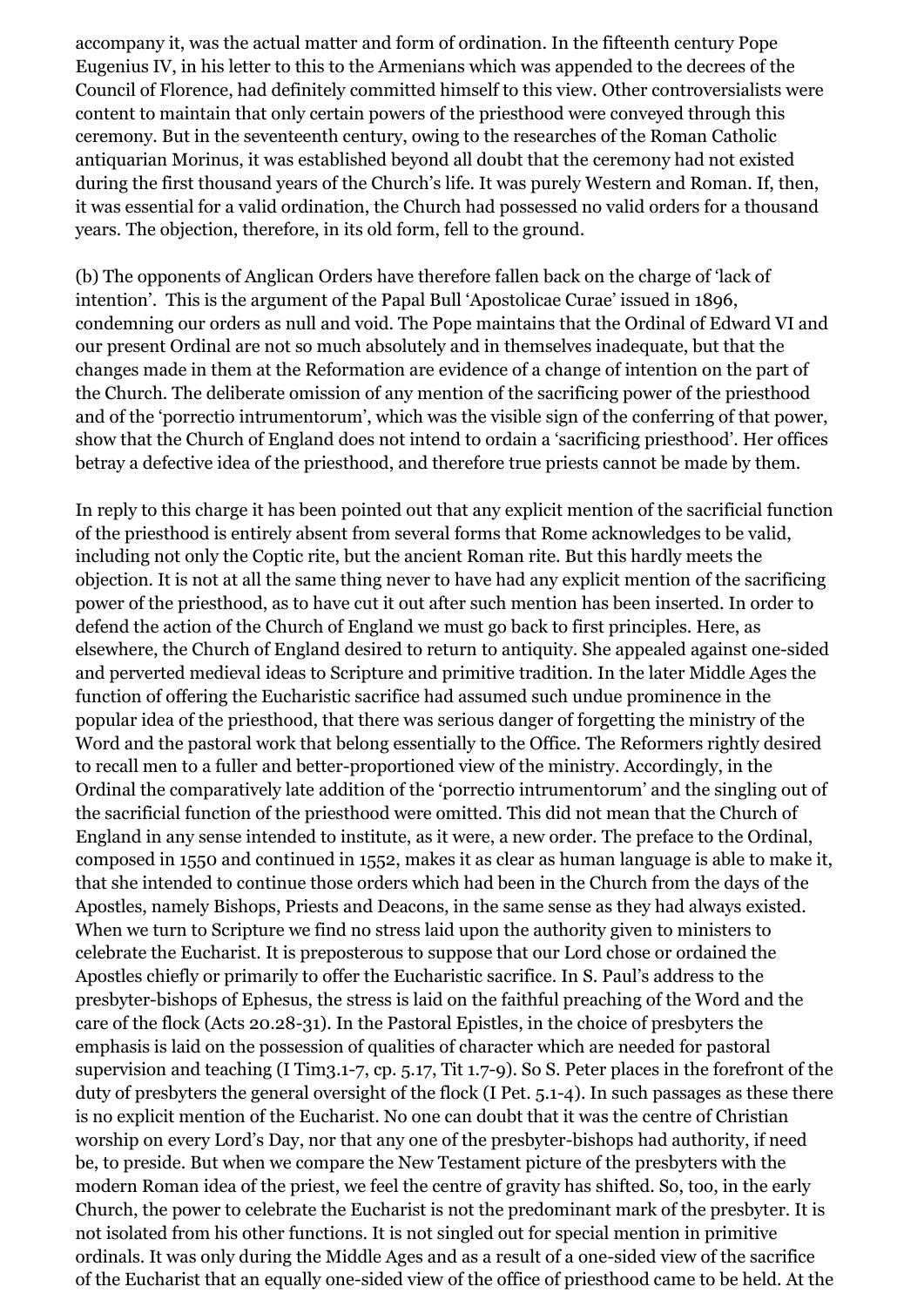accompany it, was the actual matter and form of ordination. In the fifteenth century Pope Eugenius IV, in his letter to this to the Armenians which was appended to the decrees of the Council of Florence, had definitely committed himself to this view. Other controversialists were content to maintain that only certain powers of the priesthood were conveyed through this ceremony. But in the seventeenth century, owing to the researches of the Roman Catholic antiquarian Morinus, it was established beyond all doubt that the ceremony had not existed during the first thousand years of the Church's life. It was purely Western and Roman. If, then, it was essential for a valid ordination, the Church had possessed no valid orders for a thousand years. The objection, therefore, in its old form, fell to the ground.

(b) The opponents of Anglican Orders have therefore fallen back on the charge of 'lack of intention'. This is the argument of the Papal Bull 'Apostolicae Curae' issued in 1896, condemning our orders as null and void. The Pope maintains that the Ordinal of Edward VI and our present Ordinal are not so much absolutely and in themselves inadequate, but that the changes made in them at the Reformation are evidence of a change of intention on the part of the Church. The deliberate omission of any mention of the sacrificing power of the priesthood and of the 'porrectio intrumentorum', which was the visible sign of the conferring of that power, show that the Church of England does not intend to ordain a 'sacrificing priesthood'. Her offices betray a defective idea of the priesthood, and therefore true priests cannot be made by them.

In reply to this charge it has been pointed out that any explicit mention of the sacrificial function of the priesthood is entirely absent from several forms that Rome acknowledges to be valid, including not only the Coptic rite, but the ancient Roman rite. But this hardly meets the objection. It is not at all the same thing never to have had any explicit mention of the sacrificing power of the priesthood, as to have cut it out after such mention has been inserted. In order to defend the action of the Church of England we must go back to first principles. Here, as elsewhere, the Church of England desired to return to antiquity. She appealed against one-sided and perverted medieval ideas to Scripture and primitive tradition. In the later Middle Ages the function of offering the Eucharistic sacrifice had assumed such undue prominence in the popular idea of the priesthood, that there was serious danger of forgetting the ministry of the Word and the pastoral work that belong essentially to the Office. The Reformers rightly desired to recall men to a fuller and better-proportioned view of the ministry. Accordingly, in the Ordinal the comparatively late addition of the 'porrectio intrumentorum' and the singling out of the sacrificial function of the priesthood were omitted. This did not mean that the Church of England in any sense intended to institute, as it were, a new order. The preface to the Ordinal, composed in 1550 and continued in 1552, makes it as clear as human language is able to make it, that she intended to continue those orders which had been in the Church from the days of the Apostles, namely Bishops, Priests and Deacons, in the same sense as they had always existed. When we turn to Scripture we find no stress laid upon the authority given to ministers to celebrate the Eucharist. It is preposterous to suppose that our Lord chose or ordained the Apostles chiefly or primarily to offer the Eucharistic sacrifice. In S. Paul's address to the presbyter-bishops of Ephesus, the stress is laid on the faithful preaching of the Word and the care of the flock (Acts 20.28-31). In the Pastoral Epistles, in the choice of presbyters the emphasis is laid on the possession of qualities of character which are needed for pastoral supervision and teaching (I Tim3.1-7, cp. 5.17, Tit 1.7-9). So S. Peter places in the forefront of the duty of presbyters the general oversight of the flock (I Pet. 5.1-4). In such passages as these there is no explicit mention of the Eucharist. No one can doubt that it was the centre of Christian worship on every Lord's Day, nor that any one of the presbyter-bishops had authority, if need be, to preside. But when we compare the New Testament picture of the presbyters with the modern Roman idea of the priest, we feel the centre of gravity has shifted. So, too, in the early Church, the power to celebrate the Eucharist is not the predominant mark of the presbyter. It is not isolated from his other functions. It is not singled out for special mention in primitive ordinals. It was only during the Middle Ages and as a result of a one-sided view of the sacrifice of the Eucharist that an equally one-sided view of the office of priesthood came to be held. At the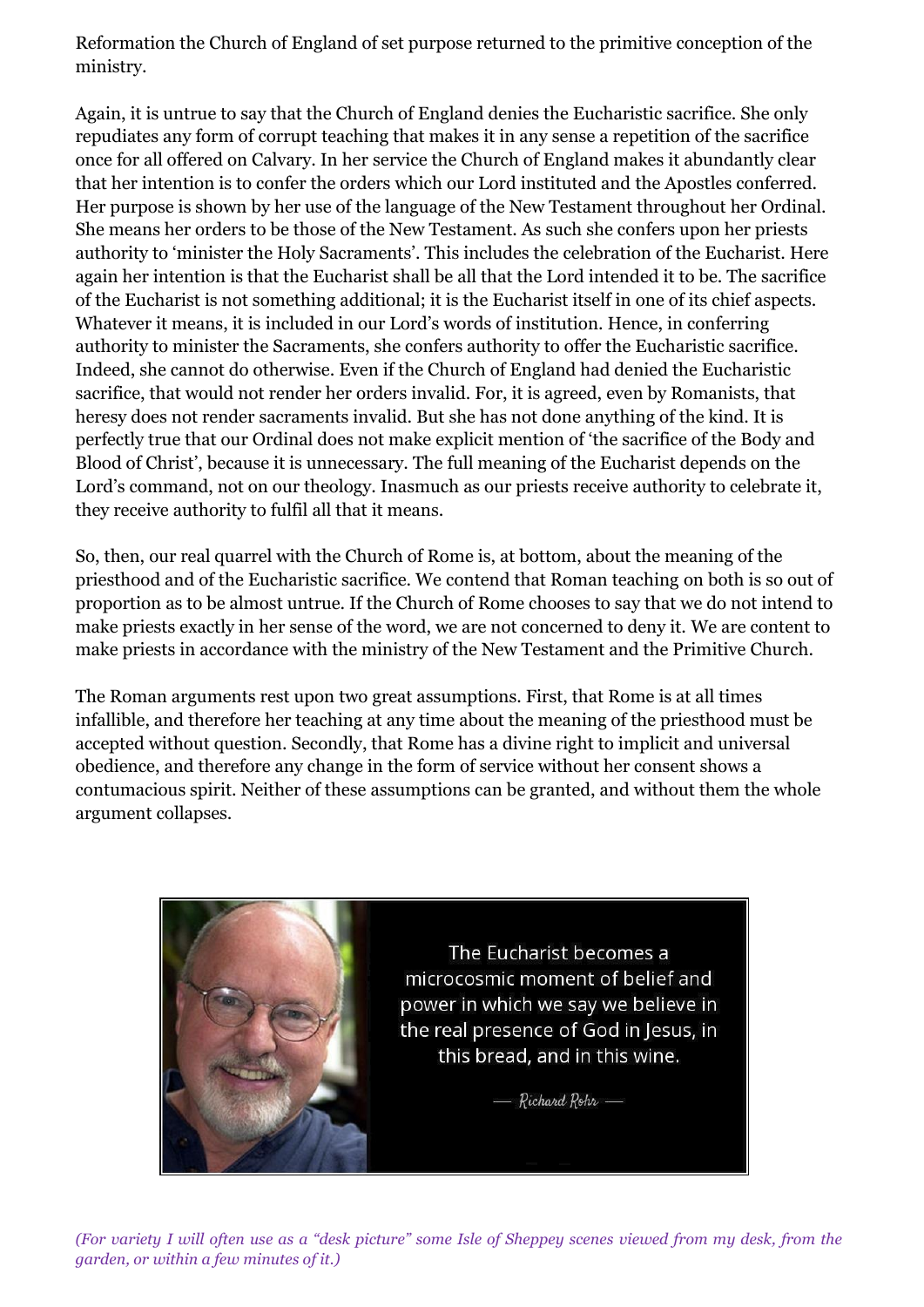Reformation the Church of England of set purpose returned to the primitive conception of the ministry.

Again, it is untrue to say that the Church of England denies the Eucharistic sacrifice. She only repudiates any form of corrupt teaching that makes it in any sense a repetition of the sacrifice once for all offered on Calvary. In her service the Church of England makes it abundantly clear that her intention is to confer the orders which our Lord instituted and the Apostles conferred. Her purpose is shown by her use of the language of the New Testament throughout her Ordinal. She means her orders to be those of the New Testament. As such she confers upon her priests authority to 'minister the Holy Sacraments'. This includes the celebration of the Eucharist. Here again her intention is that the Eucharist shall be all that the Lord intended it to be. The sacrifice of the Eucharist is not something additional; it is the Eucharist itself in one of its chief aspects. Whatever it means, it is included in our Lord's words of institution. Hence, in conferring authority to minister the Sacraments, she confers authority to offer the Eucharistic sacrifice. Indeed, she cannot do otherwise. Even if the Church of England had denied the Eucharistic sacrifice, that would not render her orders invalid. For, it is agreed, even by Romanists, that heresy does not render sacraments invalid. But she has not done anything of the kind. It is perfectly true that our Ordinal does not make explicit mention of 'the sacrifice of the Body and Blood of Christ', because it is unnecessary. The full meaning of the Eucharist depends on the Lord's command, not on our theology. Inasmuch as our priests receive authority to celebrate it, they receive authority to fulfil all that it means.

So, then, our real quarrel with the Church of Rome is, at bottom, about the meaning of the priesthood and of the Eucharistic sacrifice. We contend that Roman teaching on both is so out of proportion as to be almost untrue. If the Church of Rome chooses to say that we do not intend to make priests exactly in her sense of the word, we are not concerned to deny it. We are content to make priests in accordance with the ministry of the New Testament and the Primitive Church.

The Roman arguments rest upon two great assumptions. First, that Rome is at all times infallible, and therefore her teaching at any time about the meaning of the priesthood must be accepted without question. Secondly, that Rome has a divine right to implicit and universal obedience, and therefore any change in the form of service without her consent shows a contumacious spirit. Neither of these assumptions can be granted, and without them the whole argument collapses.

The Eucharist becomes a microcosmic moment of belief and power in which we say we believe in the real presence of God in Jesus, in this bread, and in this wine.

— Richard Rohr —

*(For variety I will often use as a "desk picture" some Isle of Sheppey scenes viewed from my desk, from the garden, or within a few minutes of it.)*